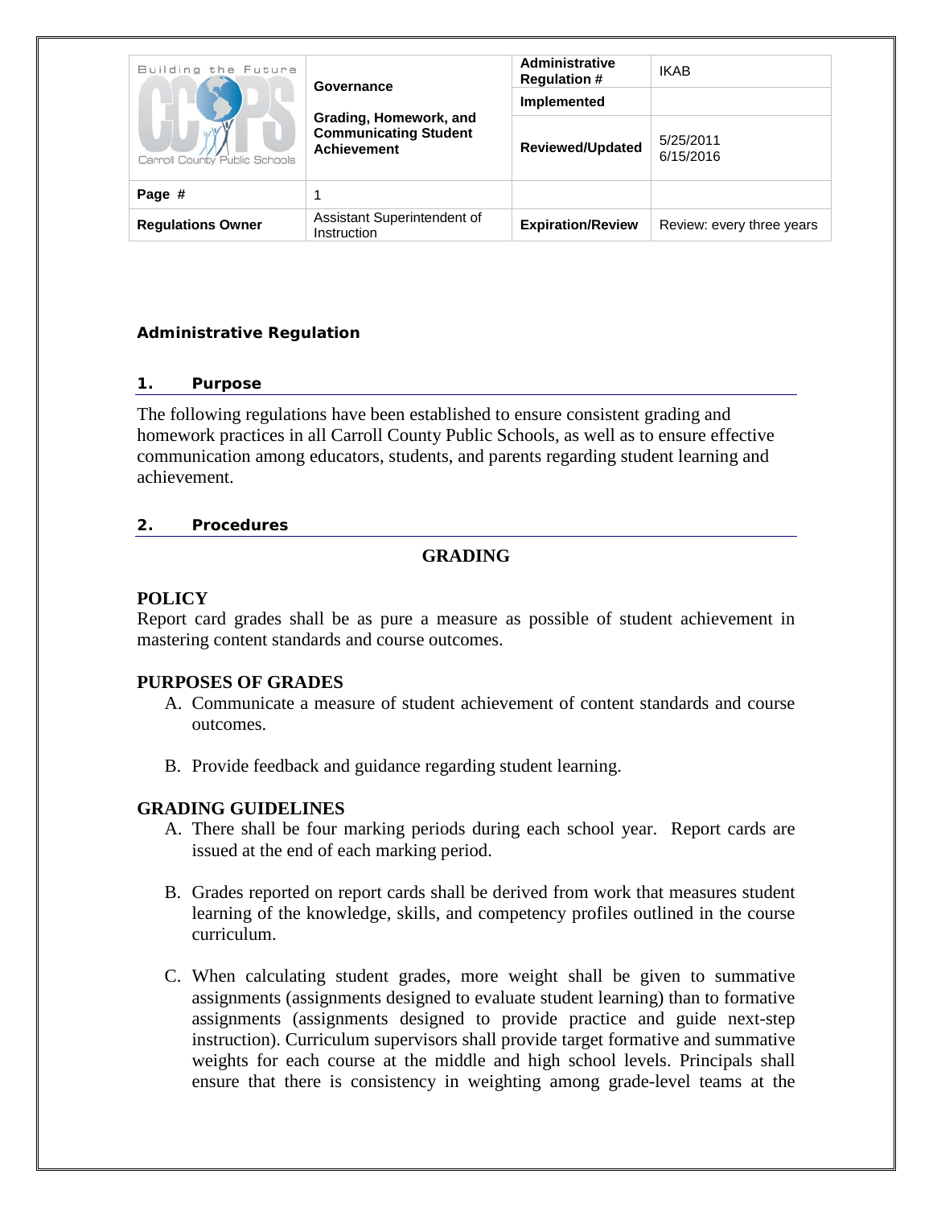| Building the Future CCPS Carroll County Public Schools | Governance<br><br>Grading, Homework, and Communicating Student Achievement | Administrative Regulation # | IKAB |
|---|---|---|---|
| | | Implemented | |
| | | Reviewed/Updated | 5/25/2011<br>6/15/2016 |
| Page # | 1 | | |
| Regulations Owner | Assistant Superintendent of Instruction | Expiration/Review | Review: every three years |

**Administrative Regulation**

## 1. Purpose

The following regulations have been established to ensure consistent grading and homework practices in all Carroll County Public Schools, as well as to ensure effective communication among educators, students, and parents regarding student learning and achievement.

## 2. Procedures

### GRADING

**POLICY**

Report card grades shall be as pure a measure as possible of student achievement in mastering content standards and course outcomes.

**PURPOSES OF GRADES**

A. Communicate a measure of student achievement of content standards and course outcomes.

B. Provide feedback and guidance regarding student learning.

**GRADING GUIDELINES**

A. There shall be four marking periods during each school year. Report cards are issued at the end of each marking period.

B. Grades reported on report cards shall be derived from work that measures student learning of the knowledge, skills, and competency profiles outlined in the course curriculum.

C. When calculating student grades, more weight shall be given to summative assignments (assignments designed to evaluate student learning) than to formative assignments (assignments designed to provide practice and guide next-step instruction). Curriculum supervisors shall provide target formative and summative weights for each course at the middle and high school levels. Principals shall ensure that there is consistency in weighting among grade-level teams at the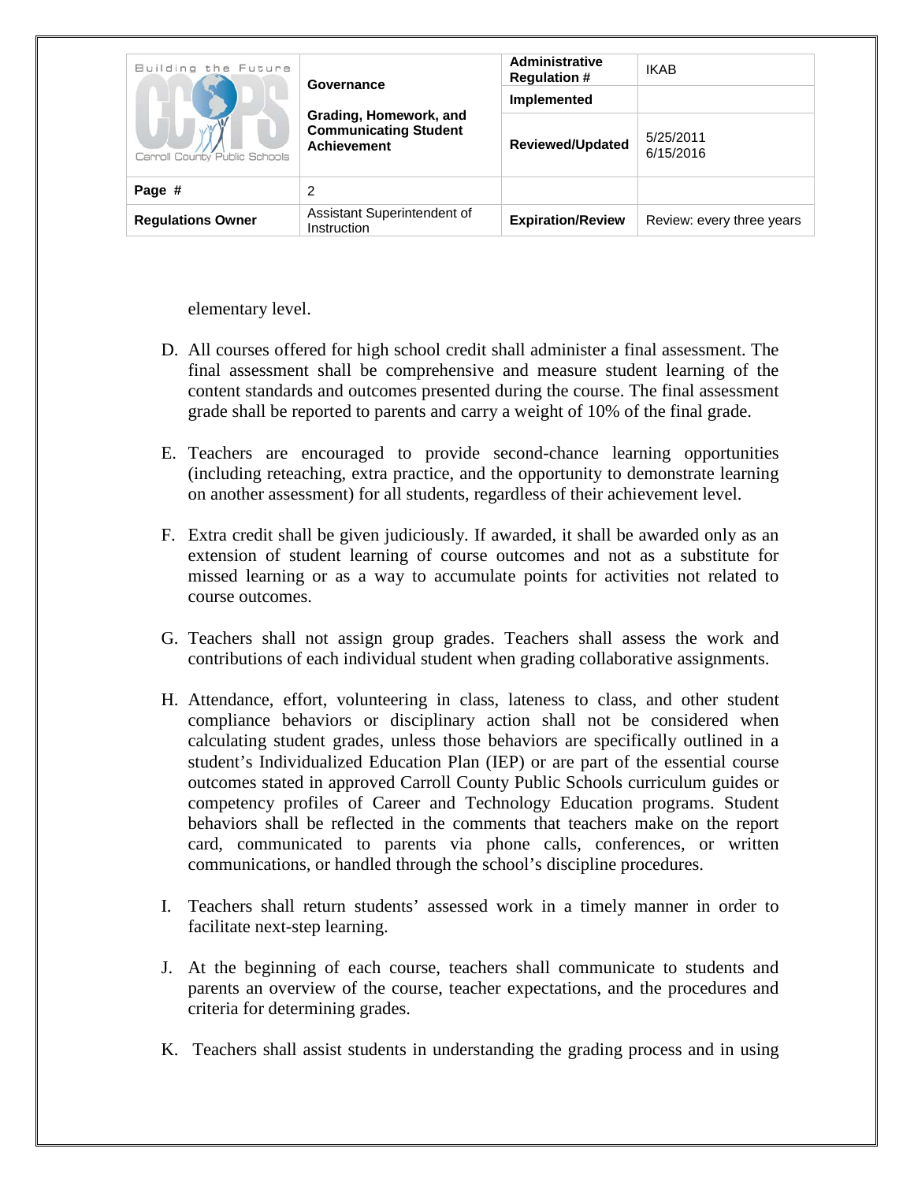elementary level.

D. All courses offered for high school credit shall administer a final assessment. The final assessment shall be comprehensive and measure student learning of the content standards and outcomes presented during the course. The final assessment grade shall be reported to parents and carry a weight of 10% of the final grade.

E. Teachers are encouraged to provide second-chance learning opportunities (including reteaching, extra practice, and the opportunity to demonstrate learning on another assessment) for all students, regardless of their achievement level.

F. Extra credit shall be given judiciously. If awarded, it shall be awarded only as an extension of student learning of course outcomes and not as a substitute for missed learning or as a way to accumulate points for activities not related to course outcomes.

G. Teachers shall not assign group grades. Teachers shall assess the work and contributions of each individual student when grading collaborative assignments.

H. Attendance, effort, volunteering in class, lateness to class, and other student compliance behaviors or disciplinary action shall not be considered when calculating student grades, unless those behaviors are specifically outlined in a student's Individualized Education Plan (IEP) or are part of the essential course outcomes stated in approved Carroll County Public Schools curriculum guides or competency profiles of Career and Technology Education programs. Student behaviors shall be reflected in the comments that teachers make on the report card, communicated to parents via phone calls, conferences, or written communications, or handled through the school's discipline procedures.

I. Teachers shall return students' assessed work in a timely manner in order to facilitate next-step learning.

J. At the beginning of each course, teachers shall communicate to students and parents an overview of the course, teacher expectations, and the procedures and criteria for determining grades.

K. Teachers shall assist students in understanding the grading process and in using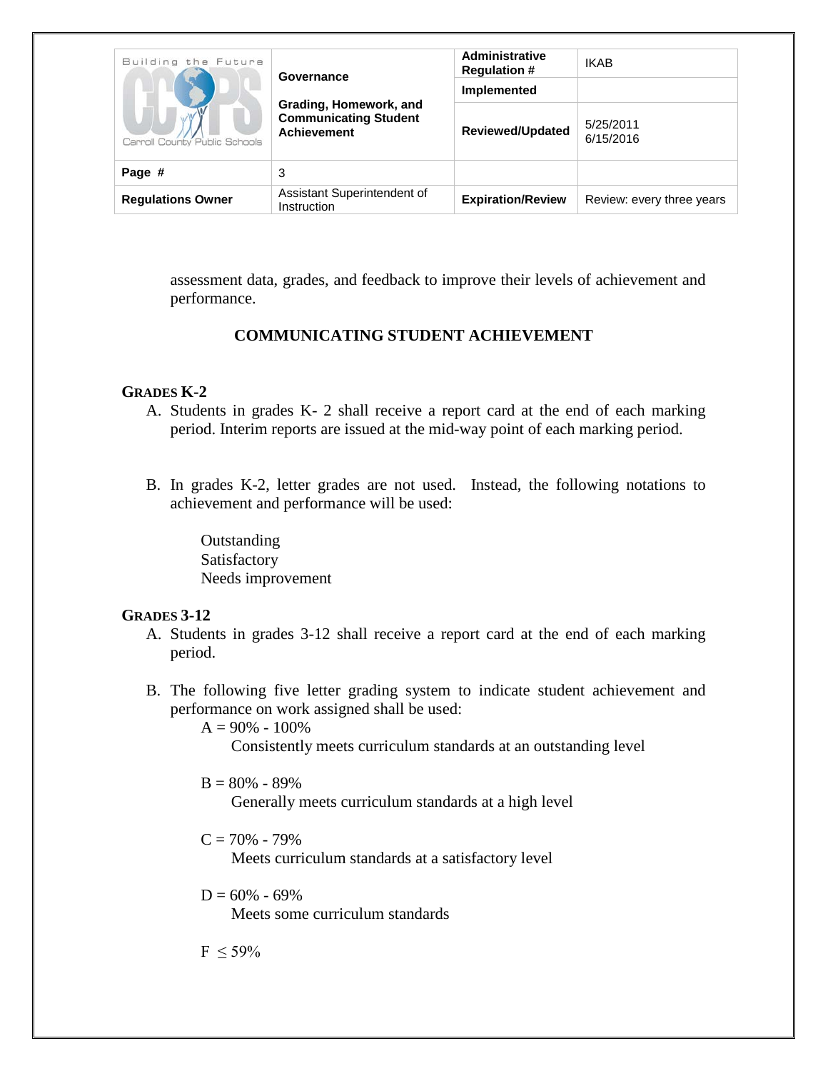assessment data, grades, and feedback to improve their levels of achievement and performance.

## COMMUNICATING STUDENT ACHIEVEMENT

### GRADES K-2

A. Students in grades K- 2 shall receive a report card at the end of each marking period. Interim reports are issued at the mid-way point of each marking period.

B. In grades K-2, letter grades are not used. Instead, the following notations to achievement and performance will be used:

   Outstanding
   Satisfactory
   Needs improvement

### GRADES 3-12

A. Students in grades 3-12 shall receive a report card at the end of each marking period.

B. The following five letter grading system to indicate student achievement and performance on work assigned shall be used:

   A = 90% - 100%
      Consistently meets curriculum standards at an outstanding level

   B = 80% - 89%
      Generally meets curriculum standards at a high level

   C = 70% - 79%
      Meets curriculum standards at a satisfactory level

   D = 60% - 69%
      Meets some curriculum standards

   F $\leq$ 59%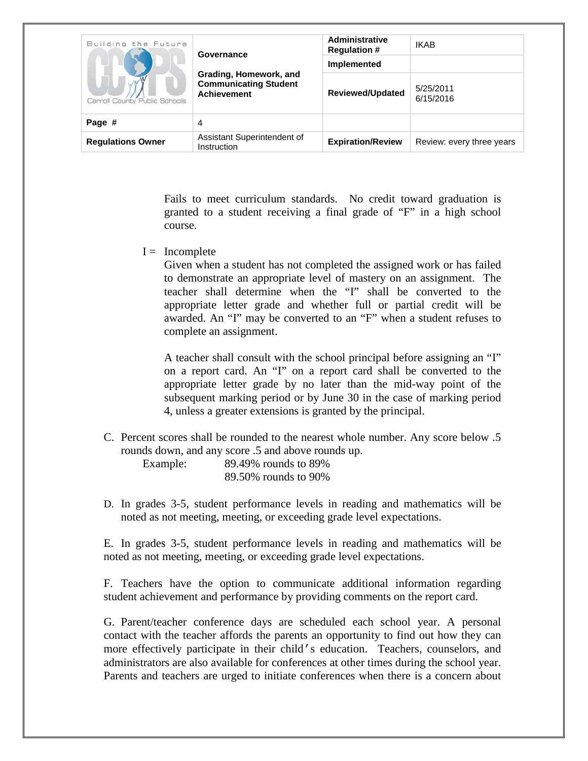Fails to meet curriculum standards. No credit toward graduation is granted to a student receiving a final grade of "F" in a high school course.

I = Incomplete

Given when a student has not completed the assigned work or has failed to demonstrate an appropriate level of mastery on an assignment. The teacher shall determine when the "I" shall be converted to the appropriate letter grade and whether full or partial credit will be awarded. An "I" may be converted to an "F" when a student refuses to complete an assignment.

A teacher shall consult with the school principal before assigning an "I" on a report card. An "I" on a report card shall be converted to the appropriate letter grade by no later than the mid-way point of the subsequent marking period or by June 30 in the case of marking period 4, unless a greater extensions is granted by the principal.

C. Percent scores shall be rounded to the nearest whole number. Any score below .5 rounds down, and any score .5 and above rounds up.

Example: 89.49% rounds to 89%
89.50% rounds to 90%

D. In grades 3-5, student performance levels in reading and mathematics will be noted as not meeting, meeting, or exceeding grade level expectations.

E. In grades 3-5, student performance levels in reading and mathematics will be noted as not meeting, meeting, or exceeding grade level expectations.

F. Teachers have the option to communicate additional information regarding student achievement and performance by providing comments on the report card.

G. Parent/teacher conference days are scheduled each school year. A personal contact with the teacher affords the parents an opportunity to find out how they can more effectively participate in their child's education. Teachers, counselors, and administrators are also available for conferences at other times during the school year. Parents and teachers are urged to initiate conferences when there is a concern about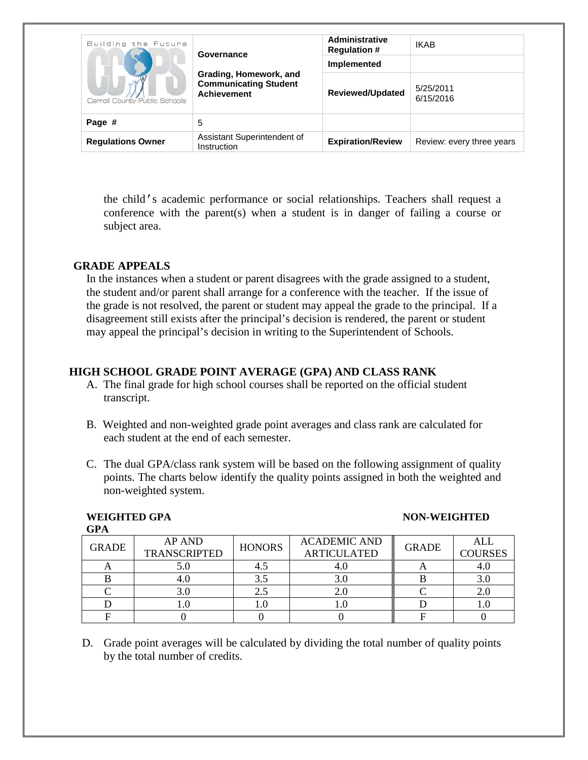the child's academic performance or social relationships. Teachers shall request a conference with the parent(s) when a student is in danger of failing a course or subject area.

## GRADE APPEALS

In the instances when a student or parent disagrees with the grade assigned to a student, the student and/or parent shall arrange for a conference with the teacher. If the issue of the grade is not resolved, the parent or student may appeal the grade to the principal. If a disagreement still exists after the principal's decision is rendered, the parent or student may appeal the principal's decision in writing to the Superintendent of Schools.

## HIGH SCHOOL GRADE POINT AVERAGE (GPA) AND CLASS RANK

A. The final grade for high school courses shall be reported on the official student transcript.

B. Weighted and non-weighted grade point averages and class rank are calculated for each student at the end of each semester.

C. The dual GPA/class rank system will be based on the following assignment of quality points. The charts below identify the quality points assigned in both the weighted and non-weighted system.

**WEIGHTED GPA** | **NON-WEIGHTED GPA**

| GRADE | AP AND TRANSCRIPTED | HONORS | ACADEMIC AND ARTICULATED | GRADE | ALL COURSES |
|---|---|---|---|---|---|
| A | 5.0 | 4.5 | 4.0 | A | 4.0 |
| B | 4.0 | 3.5 | 3.0 | B | 3.0 |
| C | 3.0 | 2.5 | 2.0 | C | 2.0 |
| D | 1.0 | 1.0 | 1.0 | D | 1.0 |
| F | 0 | 0 | 0 | F | 0 |

D. Grade point averages will be calculated by dividing the total number of quality points by the total number of credits.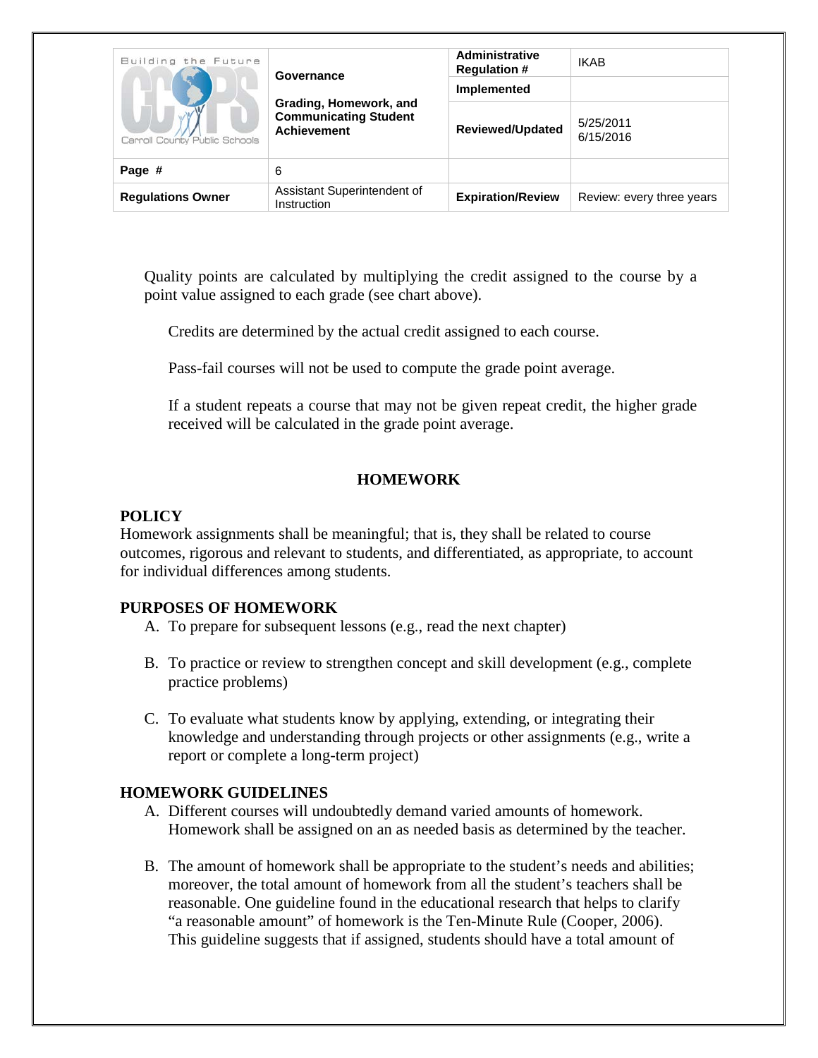Quality points are calculated by multiplying the credit assigned to the course by a point value assigned to each grade (see chart above).

Credits are determined by the actual credit assigned to each course.

Pass-fail courses will not be used to compute the grade point average.

If a student repeats a course that may not be given repeat credit, the higher grade received will be calculated in the grade point average.

## HOMEWORK

### POLICY

Homework assignments shall be meaningful; that is, they shall be related to course outcomes, rigorous and relevant to students, and differentiated, as appropriate, to account for individual differences among students.

### PURPOSES OF HOMEWORK

A. To prepare for subsequent lessons (e.g., read the next chapter)

B. To practice or review to strengthen concept and skill development (e.g., complete practice problems)

C. To evaluate what students know by applying, extending, or integrating their knowledge and understanding through projects or other assignments (e.g., write a report or complete a long-term project)

### HOMEWORK GUIDELINES

A. Different courses will undoubtedly demand varied amounts of homework. Homework shall be assigned on an as needed basis as determined by the teacher.

B. The amount of homework shall be appropriate to the student's needs and abilities; moreover, the total amount of homework from all the student's teachers shall be reasonable. One guideline found in the educational research that helps to clarify "a reasonable amount" of homework is the Ten-Minute Rule (Cooper, 2006). This guideline suggests that if assigned, students should have a total amount of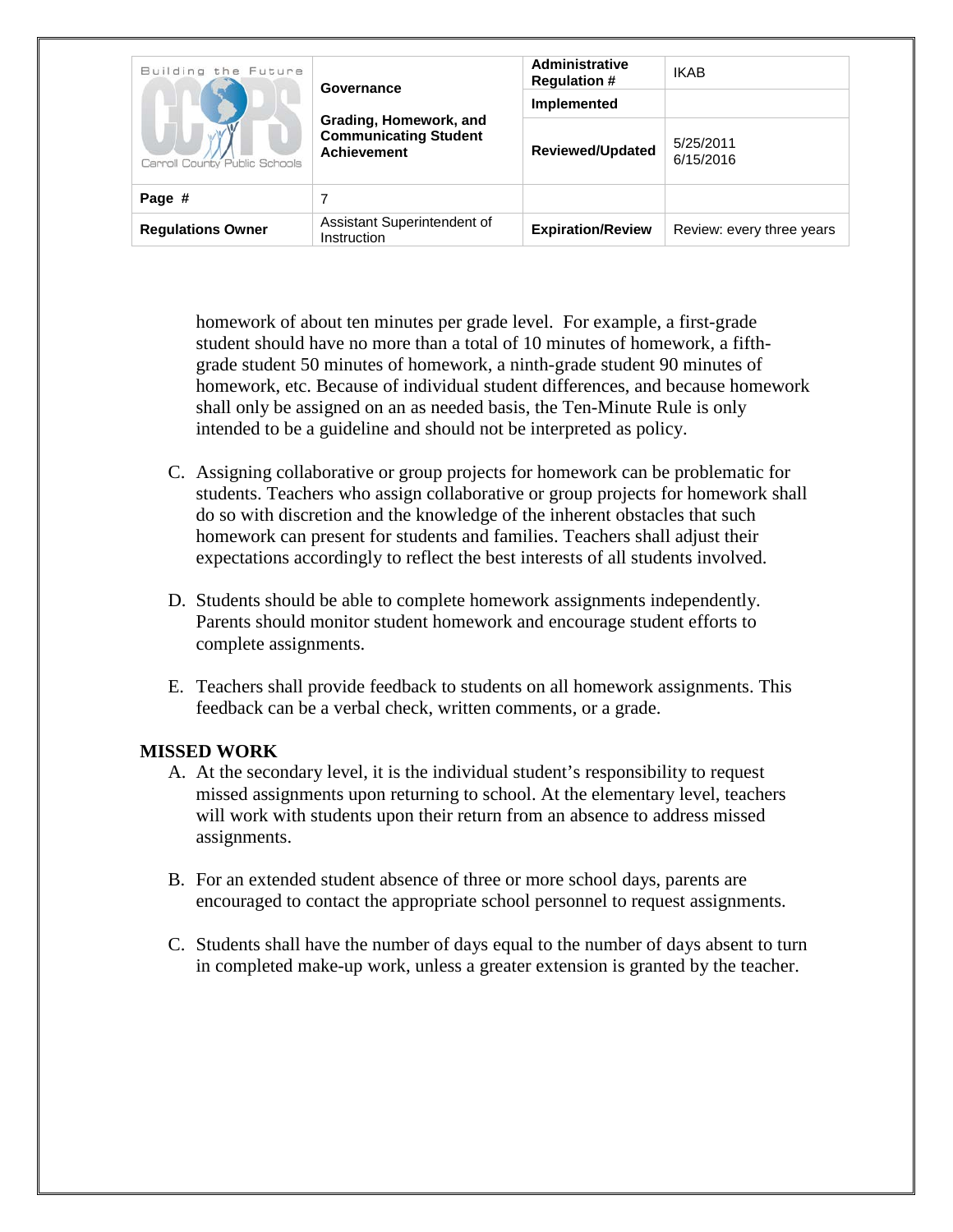homework of about ten minutes per grade level. For example, a first-grade student should have no more than a total of 10 minutes of homework, a fifth-grade student 50 minutes of homework, a ninth-grade student 90 minutes of homework, etc. Because of individual student differences, and because homework shall only be assigned on an as needed basis, the Ten-Minute Rule is only intended to be a guideline and should not be interpreted as policy.

C. Assigning collaborative or group projects for homework can be problematic for students. Teachers who assign collaborative or group projects for homework shall do so with discretion and the knowledge of the inherent obstacles that such homework can present for students and families. Teachers shall adjust their expectations accordingly to reflect the best interests of all students involved.

D. Students should be able to complete homework assignments independently. Parents should monitor student homework and encourage student efforts to complete assignments.

E. Teachers shall provide feedback to students on all homework assignments. This feedback can be a verbal check, written comments, or a grade.

**MISSED WORK**

A. At the secondary level, it is the individual student's responsibility to request missed assignments upon returning to school. At the elementary level, teachers will work with students upon their return from an absence to address missed assignments.

B. For an extended student absence of three or more school days, parents are encouraged to contact the appropriate school personnel to request assignments.

C. Students shall have the number of days equal to the number of days absent to turn in completed make-up work, unless a greater extension is granted by the teacher.